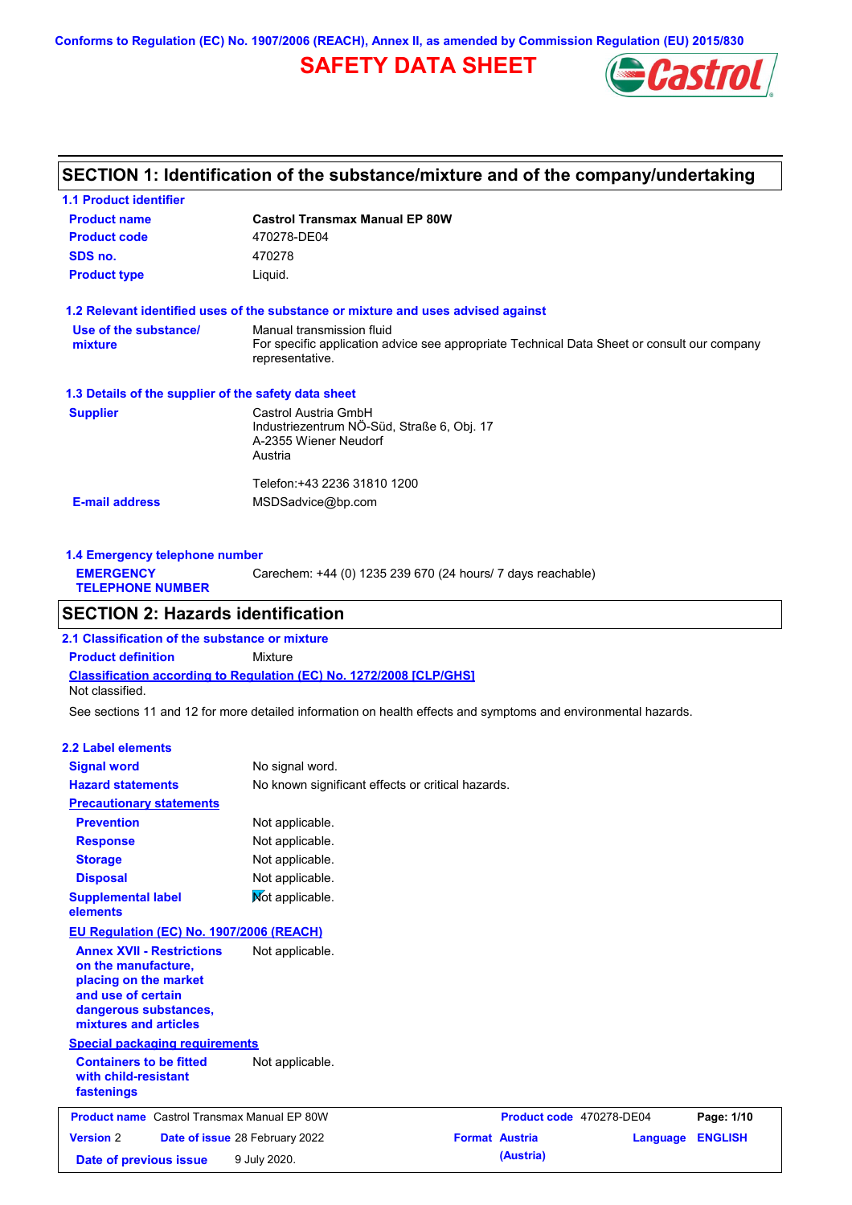Conforms to Regulation (EC) No. 1907/2006 (REACH), Annex II, as amended by Commission Regulation (EU) 2015/830

# SAFETY DATA SHEET

## SECTION 1: Identification of the substance/mixture and of the company/undertaking

### 1.1 Product identifier

| | |
|---|---|
| **Product name** | **Castrol Transmax Manual EP 80W** |
| **Product code** | 470278-DE04 |
| **SDS no.** | 470278 |
| **Product type** | Liquid. |

### 1.2 Relevant identified uses of the substance or mixture and uses advised against

| | |
|---|---|
| **Use of the substance/ mixture** | Manual transmission fluid<br>For specific application advice see appropriate Technical Data Sheet or consult our company representative. |

### 1.3 Details of the supplier of the safety data sheet

| | |
|---|---|
| **Supplier** | Castrol Austria GmbH<br>Industriezentrum NÖ-Süd, Straße 6, Obj. 17<br>A-2355 Wiener Neudorf<br>Austria<br><br>Telefon:+43 2236 31810 1200 |
| **E-mail address** | MSDSadvice@bp.com |

### 1.4 Emergency telephone number

| | |
|---|---|
| **EMERGENCY TELEPHONE NUMBER** | Carechem: +44 (0) 1235 239 670 (24 hours/ 7 days reachable) |

## SECTION 2: Hazards identification

### 2.1 Classification of the substance or mixture

**Product definition** Mixture

**Classification according to Regulation (EC) No. 1272/2008 [CLP/GHS]**

Not classified.

See sections 11 and 12 for more detailed information on health effects and symptoms and environmental hazards.

### 2.2 Label elements

| | |
|---|---|
| **Signal word** | No signal word. |
| **Hazard statements** | No known significant effects or critical hazards. |

**Precautionary statements**

| | |
|---|---|
| **Prevention** | Not applicable. |
| **Response** | Not applicable. |
| **Storage** | Not applicable. |
| **Disposal** | Not applicable. |
| **Supplemental label elements** | Not applicable. |

**EU Regulation (EC) No. 1907/2006 (REACH)**

| | |
|---|---|
| **Annex XVII - Restrictions on the manufacture, placing on the market and use of certain dangerous substances, mixtures and articles** | Not applicable. |

**Special packaging requirements**

| | |
|---|---|
| **Containers to be fitted with child-resistant fastenings** | Not applicable. |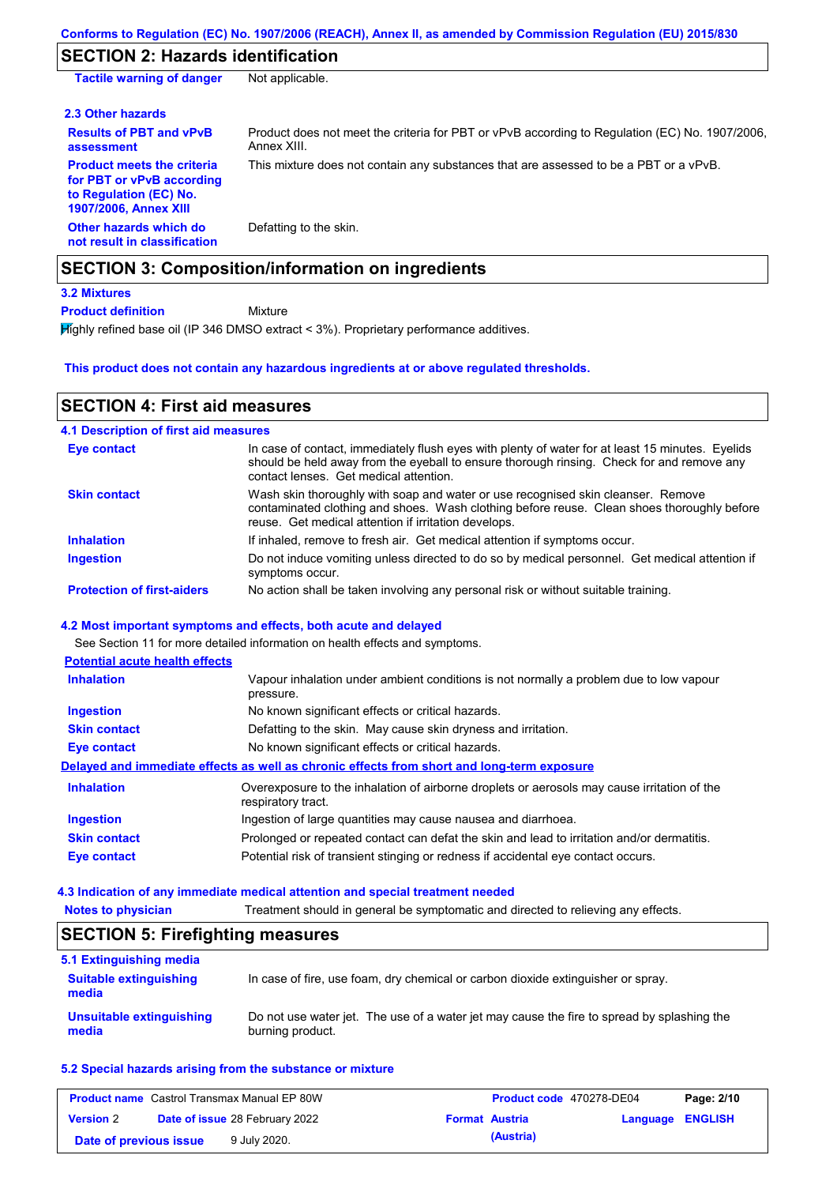## SECTION 2: Hazards identification

| | |
|---|---|
| **Tactile warning of danger** | Not applicable. |

### 2.3 Other hazards

| | |
|---|---|
| **Results of PBT and vPvB assessment** | Product does not meet the criteria for PBT or vPvB according to Regulation (EC) No. 1907/2006, Annex XIII. |
| **Product meets the criteria for PBT or vPvB according to Regulation (EC) No. 1907/2006, Annex XIII** | This mixture does not contain any substances that are assessed to be a PBT or a vPvB. |
| **Other hazards which do not result in classification** | Defatting to the skin. |

## SECTION 3: Composition/information on ingredients

### 3.2 Mixtures

**Product definition** Mixture

Highly refined base oil (IP 346 DMSO extract < 3%). Proprietary performance additives.

**This product does not contain any hazardous ingredients at or above regulated thresholds.**

## SECTION 4: First aid measures

### 4.1 Description of first aid measures

| | |
|---|---|
| **Eye contact** | In case of contact, immediately flush eyes with plenty of water for at least 15 minutes. Eyelids should be held away from the eyeball to ensure thorough rinsing. Check for and remove any contact lenses. Get medical attention. |
| **Skin contact** | Wash skin thoroughly with soap and water or use recognised skin cleanser. Remove contaminated clothing and shoes. Wash clothing before reuse. Clean shoes thoroughly before reuse. Get medical attention if irritation develops. |
| **Inhalation** | If inhaled, remove to fresh air. Get medical attention if symptoms occur. |
| **Ingestion** | Do not induce vomiting unless directed to do so by medical personnel. Get medical attention if symptoms occur. |
| **Protection of first-aiders** | No action shall be taken involving any personal risk or without suitable training. |

### 4.2 Most important symptoms and effects, both acute and delayed

See Section 11 for more detailed information on health effects and symptoms.

**Potential acute health effects**

| | |
|---|---|
| **Inhalation** | Vapour inhalation under ambient conditions is not normally a problem due to low vapour pressure. |
| **Ingestion** | No known significant effects or critical hazards. |
| **Skin contact** | Defatting to the skin. May cause skin dryness and irritation. |
| **Eye contact** | No known significant effects or critical hazards. |

**Delayed and immediate effects as well as chronic effects from short and long-term exposure**

| | |
|---|---|
| **Inhalation** | Overexposure to the inhalation of airborne droplets or aerosols may cause irritation of the respiratory tract. |
| **Ingestion** | Ingestion of large quantities may cause nausea and diarrhoea. |
| **Skin contact** | Prolonged or repeated contact can defat the skin and lead to irritation and/or dermatitis. |
| **Eye contact** | Potential risk of transient stinging or redness if accidental eye contact occurs. |

### 4.3 Indication of any immediate medical attention and special treatment needed

| | |
|---|---|
| **Notes to physician** | Treatment should in general be symptomatic and directed to relieving any effects. |

## SECTION 5: Firefighting measures

### 5.1 Extinguishing media

| | |
|---|---|
| **Suitable extinguishing media** | In case of fire, use foam, dry chemical or carbon dioxide extinguisher or spray. |
| **Unsuitable extinguishing media** | Do not use water jet. The use of a water jet may cause the fire to spread by splashing the burning product. |

### 5.2 Special hazards arising from the substance or mixture

| | | | |
|---|---|---|---|
| **Product name** Castrol Transmax Manual EP 80W | | **Product code** 470278-DE04 | **Page:** 2/10 |
| **Version** 2 | **Date of issue** 28 February 2022 | **Format** Austria (Austria) | **Language** ENGLISH |
| **Date of previous issue** | 9 July 2020. | | |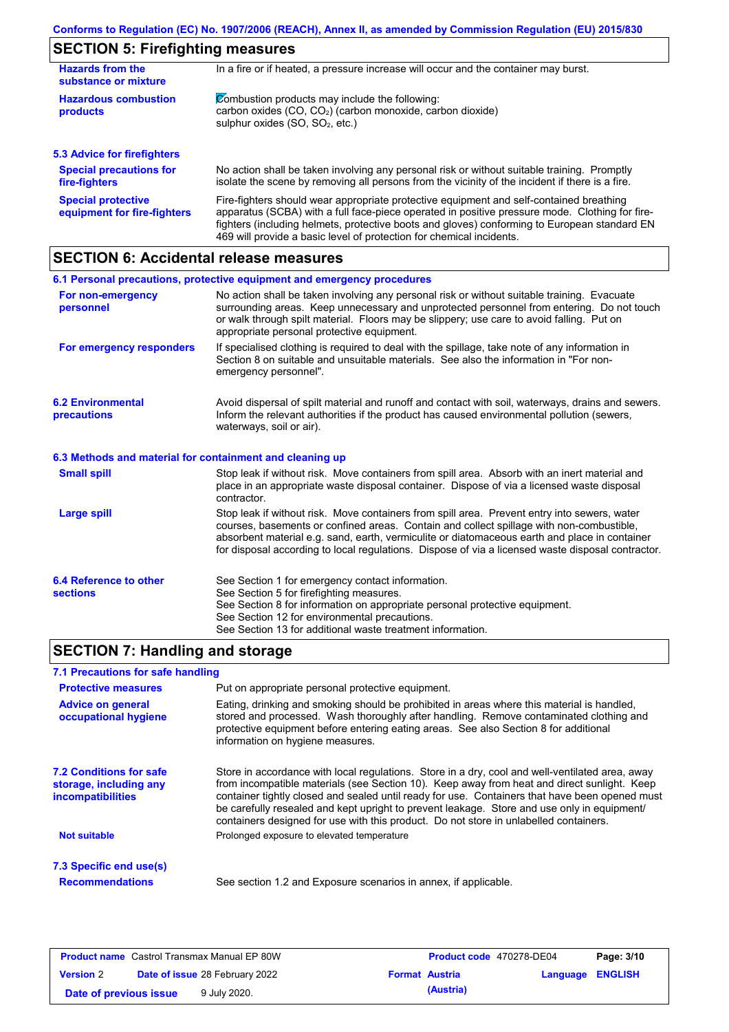## SECTION 5: Firefighting measures

| | |
|---|---|
| **Hazards from the substance or mixture** | In a fire or if heated, a pressure increase will occur and the container may burst. |
| **Hazardous combustion products** | Combustion products may include the following: carbon oxides (CO, $CO_2$) (carbon monoxide, carbon dioxide) sulphur oxides (SO, $SO_2$, etc.) |

### 5.3 Advice for firefighters

| | |
|---|---|
| **Special precautions for fire-fighters** | No action shall be taken involving any personal risk or without suitable training. Promptly isolate the scene by removing all persons from the vicinity of the incident if there is a fire. |
| **Special protective equipment for fire-fighters** | Fire-fighters should wear appropriate protective equipment and self-contained breathing apparatus (SCBA) with a full face-piece operated in positive pressure mode. Clothing for fire-fighters (including helmets, protective boots and gloves) conforming to European standard EN 469 will provide a basic level of protection for chemical incidents. |

## SECTION 6: Accidental release measures

### 6.1 Personal precautions, protective equipment and emergency procedures

| | |
|---|---|
| **For non-emergency personnel** | No action shall be taken involving any personal risk or without suitable training. Evacuate surrounding areas. Keep unnecessary and unprotected personnel from entering. Do not touch or walk through spilt material. Floors may be slippery; use care to avoid falling. Put on appropriate personal protective equipment. |
| **For emergency responders** | If specialised clothing is required to deal with the spillage, take note of any information in Section 8 on suitable and unsuitable materials. See also the information in "For non-emergency personnel". |

| | |
|---|---|
| **6.2 Environmental precautions** | Avoid dispersal of spilt material and runoff and contact with soil, waterways, drains and sewers. Inform the relevant authorities if the product has caused environmental pollution (sewers, waterways, soil or air). |

### 6.3 Methods and material for containment and cleaning up

| | |
|---|---|
| **Small spill** | Stop leak if without risk. Move containers from spill area. Absorb with an inert material and place in an appropriate waste disposal container. Dispose of via a licensed waste disposal contractor. |
| **Large spill** | Stop leak if without risk. Move containers from spill area. Prevent entry into sewers, water courses, basements or confined areas. Contain and collect spillage with non-combustible, absorbent material e.g. sand, earth, vermiculite or diatomaceous earth and place in container for disposal according to local regulations. Dispose of via a licensed waste disposal contractor. |

| | |
|---|---|
| **6.4 Reference to other sections** | See Section 1 for emergency contact information.<br>See Section 5 for firefighting measures.<br>See Section 8 for information on appropriate personal protective equipment.<br>See Section 12 for environmental precautions.<br>See Section 13 for additional waste treatment information. |

## SECTION 7: Handling and storage

### 7.1 Precautions for safe handling

| | |
|---|---|
| **Protective measures** | Put on appropriate personal protective equipment. |
| **Advice on general occupational hygiene** | Eating, drinking and smoking should be prohibited in areas where this material is handled, stored and processed. Wash thoroughly after handling. Remove contaminated clothing and protective equipment before entering eating areas. See also Section 8 for additional information on hygiene measures. |

| | |
|---|---|
| **7.2 Conditions for safe storage, including any incompatibilities** | Store in accordance with local regulations. Store in a dry, cool and well-ventilated area, away from incompatible materials (see Section 10). Keep away from heat and direct sunlight. Keep container tightly closed and sealed until ready for use. Containers that have been opened must be carefully resealed and kept upright to prevent leakage. Store and use only in equipment/containers designed for use with this product. Do not store in unlabelled containers. |
| **Not suitable** | Prolonged exposure to elevated temperature |

### 7.3 Specific end use(s)

| | |
|---|---|
| **Recommendations** | See section 1.2 and Exposure scenarios in annex, if applicable. |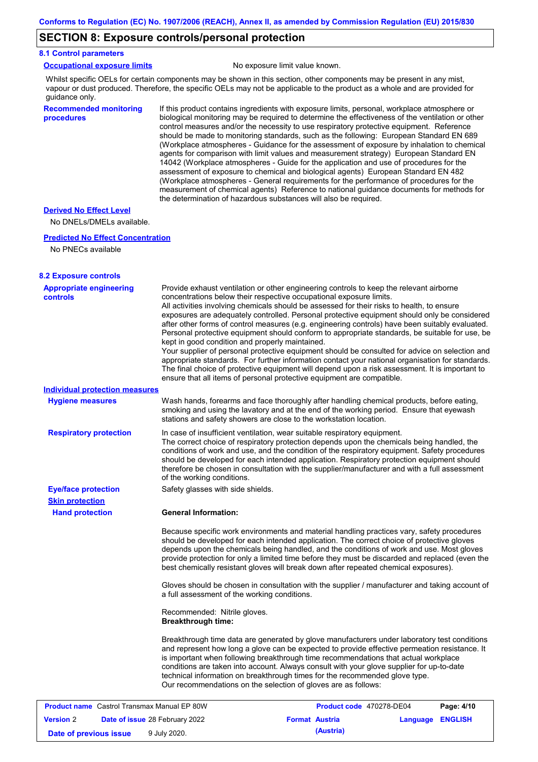## SECTION 8: Exposure controls/personal protection

### 8.1 Control parameters

**Occupational exposure limits** No exposure limit value known.

Whilst specific OELs for certain components may be shown in this section, other components may be present in any mist, vapour or dust produced. Therefore, the specific OELs may not be applicable to the product as a whole and are provided for guidance only.

**Recommended monitoring procedures**

If this product contains ingredients with exposure limits, personal, workplace atmosphere or biological monitoring may be required to determine the effectiveness of the ventilation or other control measures and/or the necessity to use respiratory protective equipment. Reference should be made to monitoring standards, such as the following: European Standard EN 689 (Workplace atmospheres - Guidance for the assessment of exposure by inhalation to chemical agents for comparison with limit values and measurement strategy) European Standard EN 14042 (Workplace atmospheres - Guide for the application and use of procedures for the assessment of exposure to chemical and biological agents) European Standard EN 482 (Workplace atmospheres - General requirements for the performance of procedures for the measurement of chemical agents) Reference to national guidance documents for methods for the determination of hazardous substances will also be required.

**Derived No Effect Level**

No DNELs/DMELs available.

**Predicted No Effect Concentration**

No PNECs available

### 8.2 Exposure controls

**Appropriate engineering controls**

Provide exhaust ventilation or other engineering controls to keep the relevant airborne concentrations below their respective occupational exposure limits.
All activities involving chemicals should be assessed for their risks to health, to ensure exposures are adequately controlled. Personal protective equipment should only be considered after other forms of control measures (e.g. engineering controls) have been suitably evaluated. Personal protective equipment should conform to appropriate standards, be suitable for use, be kept in good condition and properly maintained.
Your supplier of personal protective equipment should be consulted for advice on selection and appropriate standards. For further information contact your national organisation for standards. The final choice of protective equipment will depend upon a risk assessment. It is important to ensure that all items of personal protective equipment are compatible.

**Individual protection measures**

**Hygiene measures**

Wash hands, forearms and face thoroughly after handling chemical products, before eating, smoking and using the lavatory and at the end of the working period. Ensure that eyewash stations and safety showers are close to the workstation location.

**Respiratory protection**

In case of insufficient ventilation, wear suitable respiratory equipment.
The correct choice of respiratory protection depends upon the chemicals being handled, the conditions of work and use, and the condition of the respiratory equipment. Safety procedures should be developed for each intended application. Respiratory protection equipment should therefore be chosen in consultation with the supplier/manufacturer and with a full assessment of the working conditions.

**Eye/face protection**

Safety glasses with side shields.

**Skin protection**

**Hand protection**

**General Information:**

Because specific work environments and material handling practices vary, safety procedures should be developed for each intended application. The correct choice of protective gloves depends upon the chemicals being handled, and the conditions of work and use. Most gloves provide protection for only a limited time before they must be discarded and replaced (even the best chemically resistant gloves will break down after repeated chemical exposures).

Gloves should be chosen in consultation with the supplier / manufacturer and taking account of a full assessment of the working conditions.

Recommended: Nitrile gloves.
**Breakthrough time:**

Breakthrough time data are generated by glove manufacturers under laboratory test conditions and represent how long a glove can be expected to provide effective permeation resistance. It is important when following breakthrough time recommendations that actual workplace conditions are taken into account. Always consult with your glove supplier for up-to-date technical information on breakthrough times for the recommended glove type.
Our recommendations on the selection of gloves are as follows: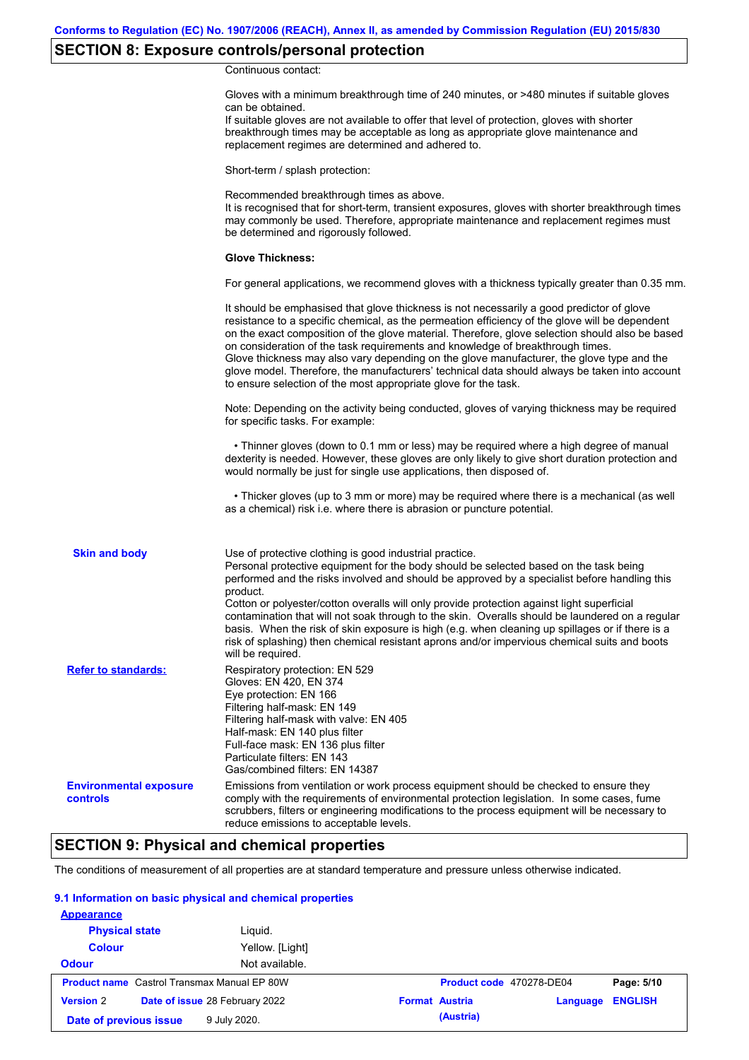## SECTION 8: Exposure controls/personal protection

Continuous contact:

Gloves with a minimum breakthrough time of 240 minutes, or >480 minutes if suitable gloves can be obtained.
If suitable gloves are not available to offer that level of protection, gloves with shorter breakthrough times may be acceptable as long as appropriate glove maintenance and replacement regimes are determined and adhered to.

Short-term / splash protection:

Recommended breakthrough times as above.
It is recognised that for short-term, transient exposures, gloves with shorter breakthrough times may commonly be used. Therefore, appropriate maintenance and replacement regimes must be determined and rigorously followed.

**Glove Thickness:**

For general applications, we recommend gloves with a thickness typically greater than 0.35 mm.

It should be emphasised that glove thickness is not necessarily a good predictor of glove resistance to a specific chemical, as the permeation efficiency of the glove will be dependent on the exact composition of the glove material. Therefore, glove selection should also be based on consideration of the task requirements and knowledge of breakthrough times.
Glove thickness may also vary depending on the glove manufacturer, the glove type and the glove model. Therefore, the manufacturers' technical data should always be taken into account to ensure selection of the most appropriate glove for the task.

Note: Depending on the activity being conducted, gloves of varying thickness may be required for specific tasks. For example:

• Thinner gloves (down to 0.1 mm or less) may be required where a high degree of manual dexterity is needed. However, these gloves are only likely to give short duration protection and would normally be just for single use applications, then disposed of.

• Thicker gloves (up to 3 mm or more) may be required where there is a mechanical (as well as a chemical) risk i.e. where there is abrasion or puncture potential.

**Skin and body**

Use of protective clothing is good industrial practice.
Personal protective equipment for the body should be selected based on the task being performed and the risks involved and should be approved by a specialist before handling this product.
Cotton or polyester/cotton overalls will only provide protection against light superficial contamination that will not soak through to the skin. Overalls should be laundered on a regular basis. When the risk of skin exposure is high (e.g. when cleaning up spillages or if there is a risk of splashing) then chemical resistant aprons and/or impervious chemical suits and boots will be required.

**Refer to standards:**

Respiratory protection: EN 529
Gloves: EN 420, EN 374
Eye protection: EN 166
Filtering half-mask: EN 149
Filtering half-mask with valve: EN 405
Half-mask: EN 140 plus filter
Full-face mask: EN 136 plus filter
Particulate filters: EN 143
Gas/combined filters: EN 14387

**Environmental exposure controls**

Emissions from ventilation or work process equipment should be checked to ensure they comply with the requirements of environmental protection legislation. In some cases, fume scrubbers, filters or engineering modifications to the process equipment will be necessary to reduce emissions to acceptable levels.

## SECTION 9: Physical and chemical properties

The conditions of measurement of all properties are at standard temperature and pressure unless otherwise indicated.

### 9.1 Information on basic physical and chemical properties

**Appearance**

| | |
|---|---|
| **Physical state** | Liquid. |
| **Colour** | Yellow. [Light] |
| **Odour** | Not available. |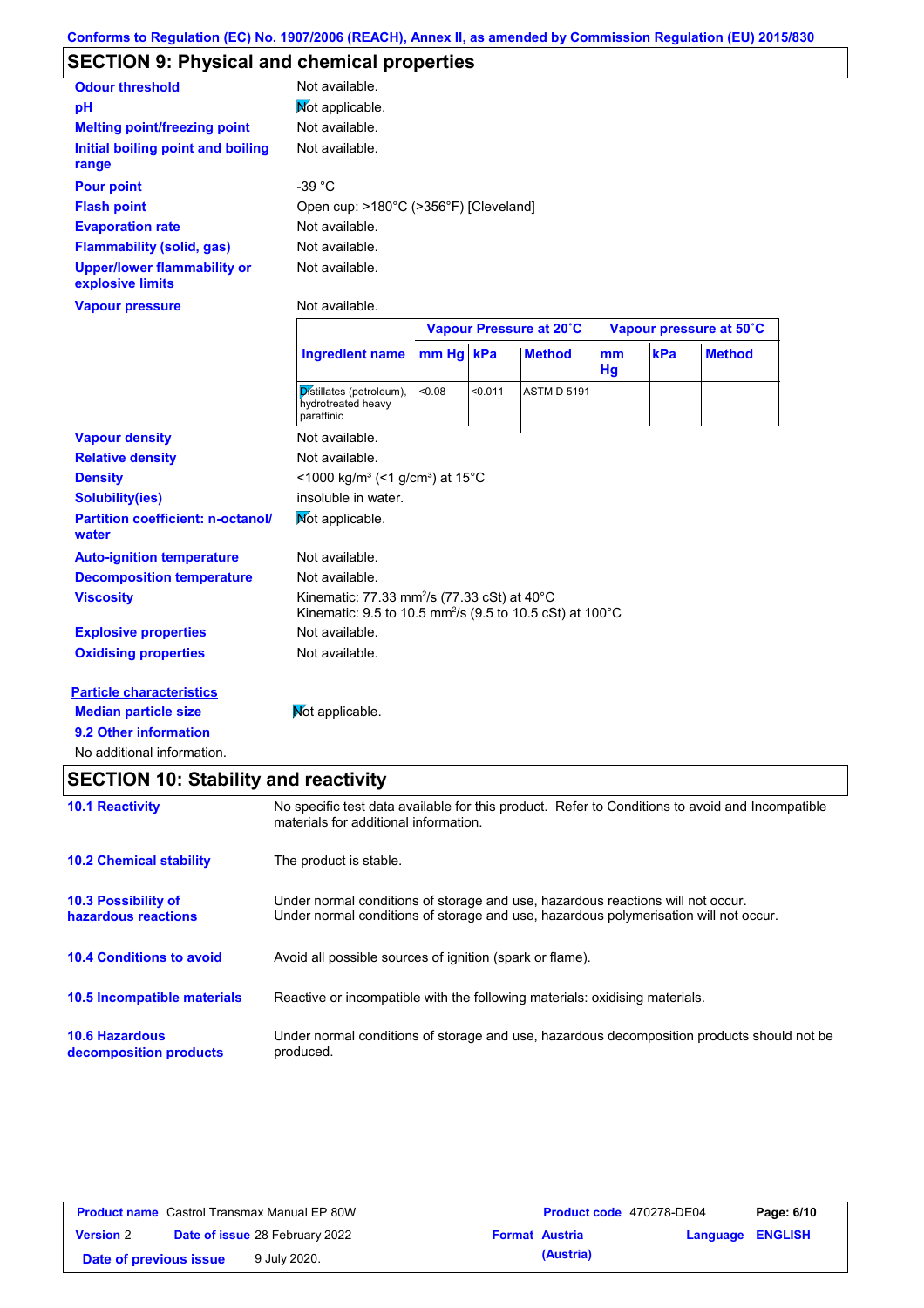Conforms to Regulation (EC) No. 1907/2006 (REACH), Annex II, as amended by Commission Regulation (EU) 2015/830

## SECTION 9: Physical and chemical properties

**Odour threshold** Not available.

**pH** Not applicable.

**Melting point/freezing point** Not available.

**Initial boiling point and boiling range** Not available.

**Pour point** -39 °C

**Flash point** Open cup: >180°C (>356°F) [Cleveland]

**Evaporation rate** Not available.

**Flammability (solid, gas)** Not available.

**Upper/lower flammability or explosive limits** Not available.

**Vapour pressure** Not available.

| | Vapour Pressure at 20˚C | | | Vapour pressure at 50˚C | | |
|---|---|---|---|---|---|---|
| **Ingredient name** | **mm Hg** | **kPa** | **Method** | **mm Hg** | **kPa** | **Method** |
| Distillates (petroleum), hydrotreated heavy paraffinic | <0.08 | <0.011 | ASTM D 5191 | | | |

**Vapour density** Not available.

**Relative density** Not available.

**Density** <1000 kg/m³ (<1 g/cm³) at 15°C

**Solubility(ies)** insoluble in water.

**Partition coefficient: n-octanol/water** Not applicable.

**Auto-ignition temperature** Not available.

**Decomposition temperature** Not available.

**Viscosity** Kinematic: 77.33 mm²/s (77.33 cSt) at 40°C
Kinematic: 9.5 to 10.5 mm²/s (9.5 to 10.5 cSt) at 100°C

**Explosive properties** Not available.

**Oxidising properties** Not available.

**Particle characteristics**

**Median particle size** Not applicable.

**9.2 Other information**

No additional information.

## SECTION 10: Stability and reactivity

**10.1 Reactivity** No specific test data available for this product. Refer to Conditions to avoid and Incompatible materials for additional information.

**10.2 Chemical stability** The product is stable.

**10.3 Possibility of hazardous reactions** Under normal conditions of storage and use, hazardous reactions will not occur.
Under normal conditions of storage and use, hazardous polymerisation will not occur.

**10.4 Conditions to avoid** Avoid all possible sources of ignition (spark or flame).

**10.5 Incompatible materials** Reactive or incompatible with the following materials: oxidising materials.

**10.6 Hazardous decomposition products** Under normal conditions of storage and use, hazardous decomposition products should not be produced.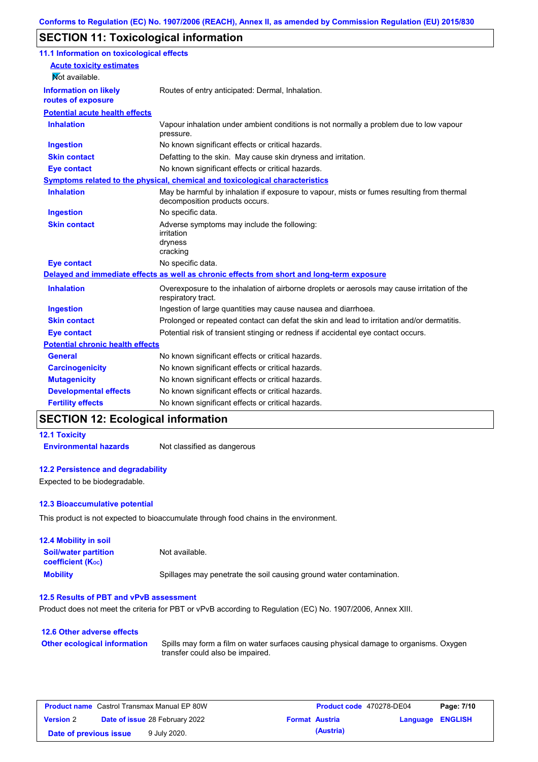Conforms to Regulation (EC) No. 1907/2006 (REACH), Annex II, as amended by Commission Regulation (EU) 2015/830

## SECTION 11: Toxicological information

### 11.1 Information on toxicological effects

**Acute toxicity estimates**

Not available.

| | |
|---|---|
| **Information on likely routes of exposure** | Routes of entry anticipated: Dermal, Inhalation. |

**Potential acute health effects**

| | |
|---|---|
| **Inhalation** | Vapour inhalation under ambient conditions is not normally a problem due to low vapour pressure. |
| **Ingestion** | No known significant effects or critical hazards. |
| **Skin contact** | Defatting to the skin. May cause skin dryness and irritation. |
| **Eye contact** | No known significant effects or critical hazards. |

**Symptoms related to the physical, chemical and toxicological characteristics**

| | |
|---|---|
| **Inhalation** | May be harmful by inhalation if exposure to vapour, mists or fumes resulting from thermal decomposition products occurs. |
| **Ingestion** | No specific data. |
| **Skin contact** | Adverse symptoms may include the following:<br>irritation<br>dryness<br>cracking |
| **Eye contact** | No specific data. |

**Delayed and immediate effects as well as chronic effects from short and long-term exposure**

| | |
|---|---|
| **Inhalation** | Overexposure to the inhalation of airborne droplets or aerosols may cause irritation of the respiratory tract. |
| **Ingestion** | Ingestion of large quantities may cause nausea and diarrhoea. |
| **Skin contact** | Prolonged or repeated contact can defat the skin and lead to irritation and/or dermatitis. |
| **Eye contact** | Potential risk of transient stinging or redness if accidental eye contact occurs. |

**Potential chronic health effects**

| | |
|---|---|
| **General** | No known significant effects or critical hazards. |
| **Carcinogenicity** | No known significant effects or critical hazards. |
| **Mutagenicity** | No known significant effects or critical hazards. |
| **Developmental effects** | No known significant effects or critical hazards. |
| **Fertility effects** | No known significant effects or critical hazards. |

## SECTION 12: Ecological information

### 12.1 Toxicity

| | |
|---|---|
| **Environmental hazards** | Not classified as dangerous |

### 12.2 Persistence and degradability

Expected to be biodegradable.

### 12.3 Bioaccumulative potential

This product is not expected to bioaccumulate through food chains in the environment.

### 12.4 Mobility in soil

| | |
|---|---|
| **Soil/water partition coefficient ($K_{OC}$)** | Not available. |
| **Mobility** | Spillages may penetrate the soil causing ground water contamination. |

### 12.5 Results of PBT and vPvB assessment

Product does not meet the criteria for PBT or vPvB according to Regulation (EC) No. 1907/2006, Annex XIII.

### 12.6 Other adverse effects

| | |
|---|---|
| **Other ecological information** | Spills may form a film on water surfaces causing physical damage to organisms. Oxygen transfer could also be impaired. |

| | | | |
|---|---|---|---|
| **Product name** Castrol Transmax Manual EP 80W | | **Product code** 470278-DE04 | |
| **Version** 2 | **Date of issue** 28 February 2022 | **Format** Austria (Austria) | **Language** ENGLISH |
| **Date of previous issue** 9 July 2020. | | | |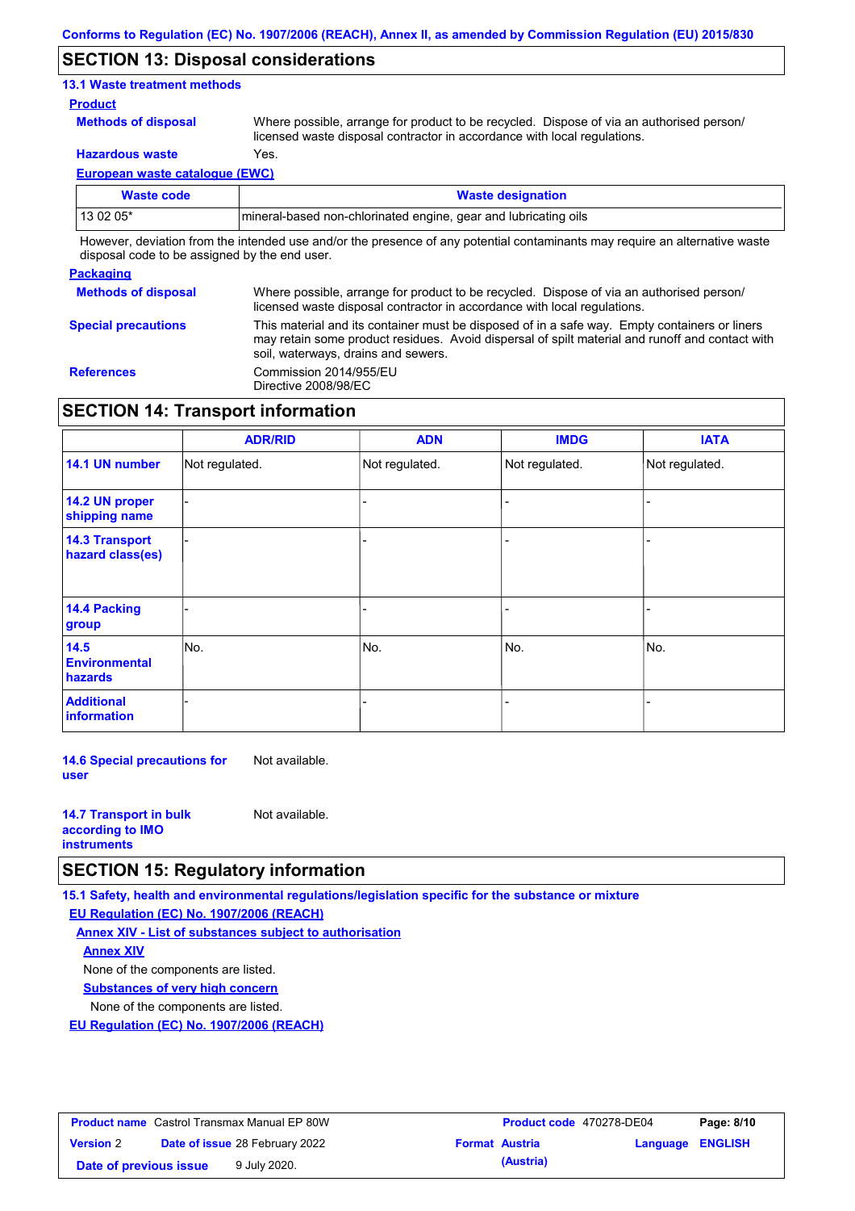## SECTION 13: Disposal considerations

### 13.1 Waste treatment methods

**Product**

**Methods of disposal** Where possible, arrange for product to be recycled. Dispose of via an authorised person/ licensed waste disposal contractor in accordance with local regulations.

**Hazardous waste** Yes.

**European waste catalogue (EWC)**

| Waste code | Waste designation |
|---|---|
| 13 02 05* | mineral-based non-chlorinated engine, gear and lubricating oils |

However, deviation from the intended use and/or the presence of any potential contaminants may require an alternative waste disposal code to be assigned by the end user.

**Packaging**

**Methods of disposal** Where possible, arrange for product to be recycled. Dispose of via an authorised person/ licensed waste disposal contractor in accordance with local regulations.

**Special precautions** This material and its container must be disposed of in a safe way. Empty containers or liners may retain some product residues. Avoid dispersal of spilt material and runoff and contact with soil, waterways, drains and sewers.

**References** Commission 2014/955/EU
Directive 2008/98/EC

## SECTION 14: Transport information

| | ADR/RID | ADN | IMDG | IATA |
|---|---|---|---|---|
| **14.1 UN number** | Not regulated. | Not regulated. | Not regulated. | Not regulated. |
| **14.2 UN proper shipping name** | - | - | - | - |
| **14.3 Transport hazard class(es)** | - | - | - | - |
| **14.4 Packing group** | - | - | - | - |
| **14.5 Environmental hazards** | No. | No. | No. | No. |
| **Additional information** | - | - | - | - |

**14.6 Special precautions for user** Not available.

**14.7 Transport in bulk according to IMO instruments** Not available.

## SECTION 15: Regulatory information

### 15.1 Safety, health and environmental regulations/legislation specific for the substance or mixture

**EU Regulation (EC) No. 1907/2006 (REACH)**

**Annex XIV - List of substances subject to authorisation**

**Annex XIV**

None of the components are listed.

**Substances of very high concern**

None of the components are listed.

**EU Regulation (EC) No. 1907/2006 (REACH)**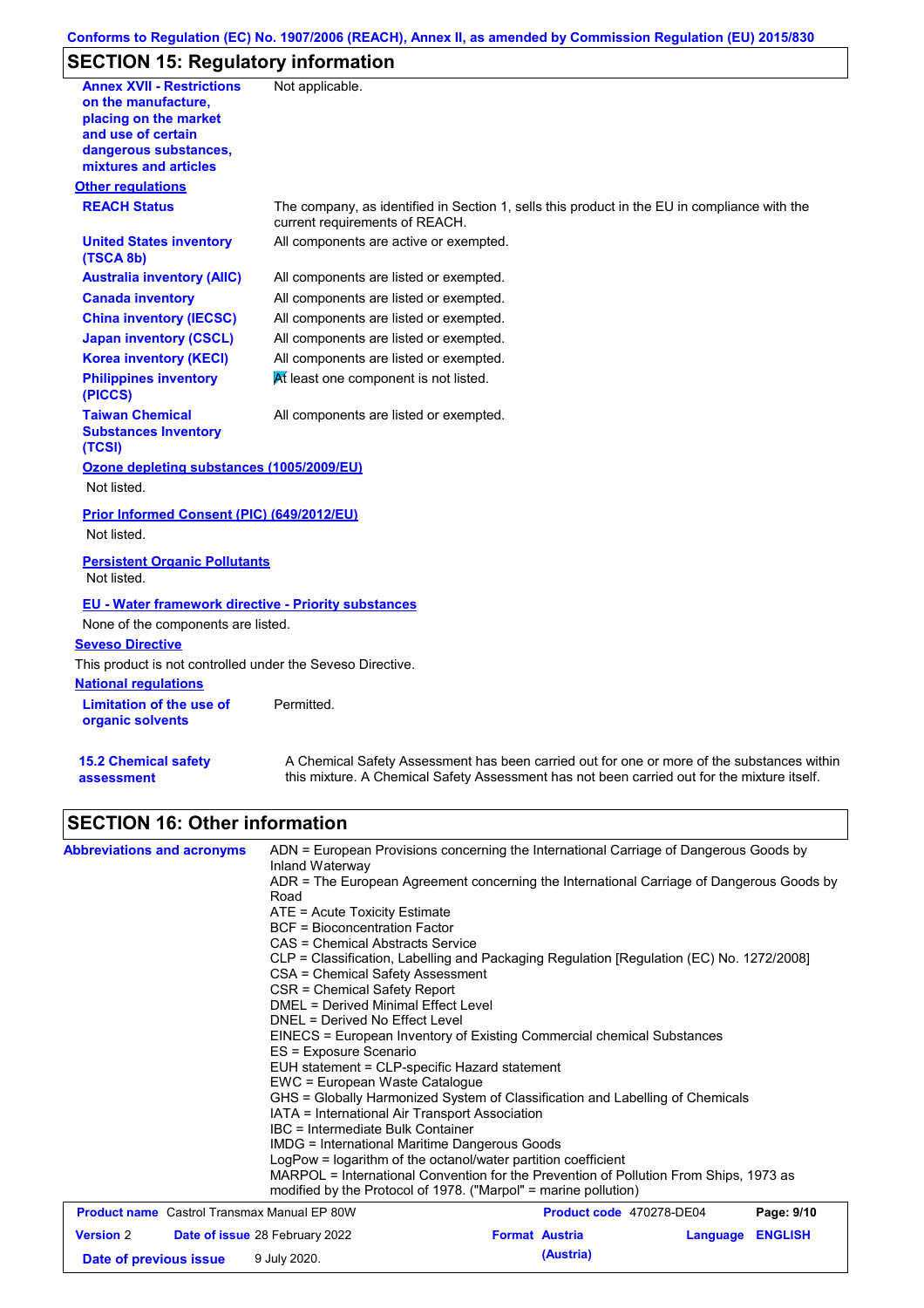## SECTION 15: Regulatory information

| | |
|---|---|
| **Annex XVII - Restrictions on the manufacture, placing on the market and use of certain dangerous substances, mixtures and articles** | Not applicable. |

**Other regulations**

| | |
|---|---|
| **REACH Status** | The company, as identified in Section 1, sells this product in the EU in compliance with the current requirements of REACH. |
| **United States inventory (TSCA 8b)** | All components are active or exempted. |
| **Australia inventory (AIIC)** | All components are listed or exempted. |
| **Canada inventory** | All components are listed or exempted. |
| **China inventory (IECSC)** | All components are listed or exempted. |
| **Japan inventory (CSCL)** | All components are listed or exempted. |
| **Korea inventory (KECI)** | All components are listed or exempted. |
| **Philippines inventory (PICCS)** | At least one component is not listed. |
| **Taiwan Chemical Substances Inventory (TCSI)** | All components are listed or exempted. |

**Ozone depleting substances (1005/2009/EU)**

Not listed.

**Prior Informed Consent (PIC) (649/2012/EU)**

Not listed.

**Persistent Organic Pollutants**

Not listed.

**EU - Water framework directive - Priority substances**

None of the components are listed.

**Seveso Directive**

This product is not controlled under the Seveso Directive.

**National regulations**

| | |
|---|---|
| **Limitation of the use of organic solvents** | Permitted. |

| | |
|---|---|
| **15.2 Chemical safety assessment** | A Chemical Safety Assessment has been carried out for one or more of the substances within this mixture. A Chemical Safety Assessment has not been carried out for the mixture itself. |

## SECTION 16: Other information

**Abbreviations and acronyms**

ADN = European Provisions concerning the International Carriage of Dangerous Goods by Inland Waterway
ADR = The European Agreement concerning the International Carriage of Dangerous Goods by Road
ATE = Acute Toxicity Estimate
BCF = Bioconcentration Factor
CAS = Chemical Abstracts Service
CLP = Classification, Labelling and Packaging Regulation [Regulation (EC) No. 1272/2008]
CSA = Chemical Safety Assessment
CSR = Chemical Safety Report
DMEL = Derived Minimal Effect Level
DNEL = Derived No Effect Level
EINECS = European Inventory of Existing Commercial chemical Substances
ES = Exposure Scenario
EUH statement = CLP-specific Hazard statement
EWC = European Waste Catalogue
GHS = Globally Harmonized System of Classification and Labelling of Chemicals
IATA = International Air Transport Association
IBC = Intermediate Bulk Container
IMDG = International Maritime Dangerous Goods
LogPow = logarithm of the octanol/water partition coefficient
MARPOL = International Convention for the Prevention of Pollution From Ships, 1973 as modified by the Protocol of 1978. ("Marpol" = marine pollution)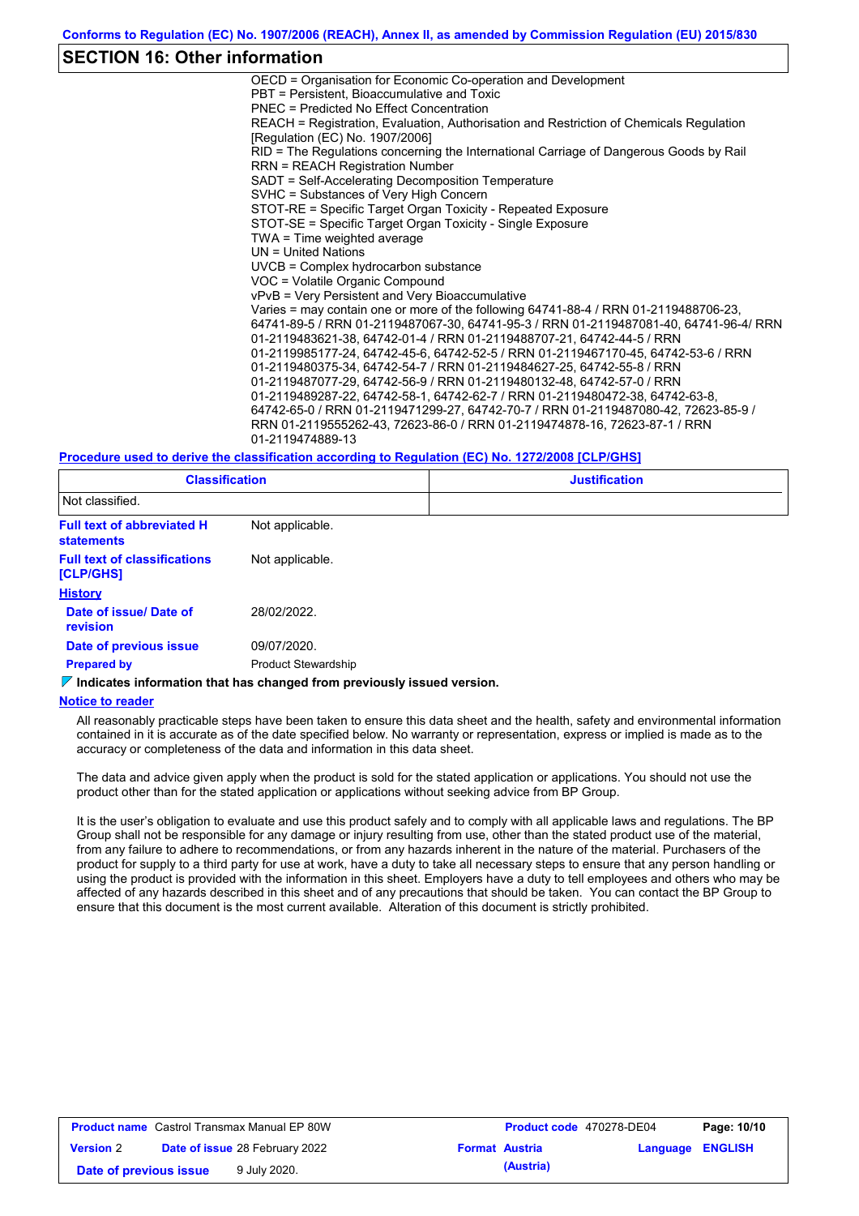## SECTION 16: Other information

OECD = Organisation for Economic Co-operation and Development
PBT = Persistent, Bioaccumulative and Toxic
PNEC = Predicted No Effect Concentration
REACH = Registration, Evaluation, Authorisation and Restriction of Chemicals Regulation [Regulation (EC) No. 1907/2006]
RID = The Regulations concerning the International Carriage of Dangerous Goods by Rail
RRN = REACH Registration Number
SADT = Self-Accelerating Decomposition Temperature
SVHC = Substances of Very High Concern
STOT-RE = Specific Target Organ Toxicity - Repeated Exposure
STOT-SE = Specific Target Organ Toxicity - Single Exposure
TWA = Time weighted average
UN = United Nations
UVCB = Complex hydrocarbon substance
VOC = Volatile Organic Compound
vPvB = Very Persistent and Very Bioaccumulative
Varies = may contain one or more of the following 64741-88-4 / RRN 01-2119488706-23, 64741-89-5 / RRN 01-2119487067-30, 64741-95-3 / RRN 01-2119487081-40, 64741-96-4/ RRN 01-2119483621-38, 64742-01-4 / RRN 01-2119488707-21, 64742-44-5 / RRN 01-2119985177-24, 64742-45-6, 64742-52-5 / RRN 01-2119467170-45, 64742-53-6 / RRN 01-2119480375-34, 64742-54-7 / RRN 01-2119484627-25, 64742-55-8 / RRN 01-2119487077-29, 64742-56-9 / RRN 01-2119480132-48, 64742-57-0 / RRN 01-2119489287-22, 64742-58-1, 64742-62-7 / RRN 01-2119480472-38, 64742-63-8, 64742-65-0 / RRN 01-2119471299-27, 64742-70-7 / RRN 01-2119487080-42, 72623-85-9 / RRN 01-2119555262-43, 72623-86-0 / RRN 01-2119474878-16, 72623-87-1 / RRN 01-2119474889-13

**Procedure used to derive the classification according to Regulation (EC) No. 1272/2008 [CLP/GHS]**

| Classification | Justification |
|---|---|
| Not classified. | |

**Full text of abbreviated H statements**: Not applicable.

**Full text of classifications [CLP/GHS]**: Not applicable.

**History**

**Date of issue/ Date of revision**: 28/02/2022.

**Date of previous issue**: 09/07/2020.

**Prepared by**: Product Stewardship

▽ **Indicates information that has changed from previously issued version.**

**Notice to reader**

All reasonably practicable steps have been taken to ensure this data sheet and the health, safety and environmental information contained in it is accurate as of the date specified below. No warranty or representation, express or implied is made as to the accuracy or completeness of the data and information in this data sheet.

The data and advice given apply when the product is sold for the stated application or applications. You should not use the product other than for the stated application or applications without seeking advice from BP Group.

It is the user's obligation to evaluate and use this product safely and to comply with all applicable laws and regulations. The BP Group shall not be responsible for any damage or injury resulting from use, other than the stated product use of the material, from any failure to adhere to recommendations, or from any hazards inherent in the nature of the material. Purchasers of the product for supply to a third party for use at work, have a duty to take all necessary steps to ensure that any person handling or using the product is provided with the information in this sheet. Employers have a duty to tell employees and others who may be affected of any hazards described in this sheet and of any precautions that should be taken. You can contact the BP Group to ensure that this document is the most current available. Alteration of this document is strictly prohibited.

| | | | |
|---|---|---|---|
| **Product name** Castrol Transmax Manual EP 80W | | **Product code** 470278-DE04 | |
| **Version** 2 | **Date of issue** 28 February 2022 | **Format** Austria (Austria) | **Language** ENGLISH |
| **Date of previous issue** | 9 July 2020. | | |